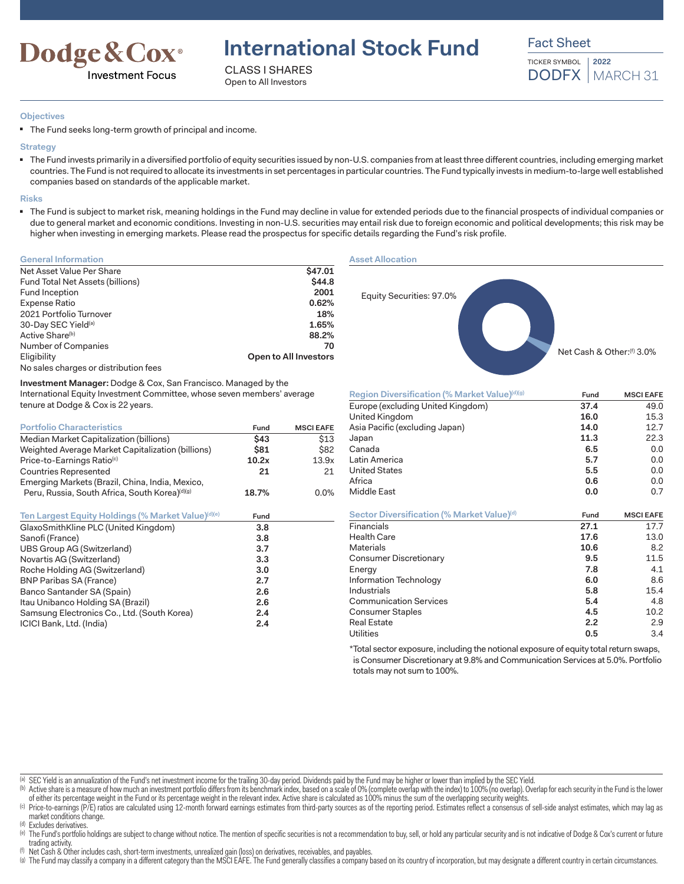Dodge & Cox®
Investment Focus

# International Stock Fund

CLASS I SHARES
Open to All Investors

Fact Sheet

TICKER SYMBOL **DODFX** | **2022** MARCH 31

### Objectives

- The Fund seeks long-term growth of principal and income.

### Strategy

- The Fund invests primarily in a diversified portfolio of equity securities issued by non-U.S. companies from at least three different countries, including emerging market countries. The Fund is not required to allocate its investments in set percentages in particular countries. The Fund typically invests in medium-to-large well established companies based on standards of the applicable market.

### Risks

- The Fund is subject to market risk, meaning holdings in the Fund may decline in value for extended periods due to the financial prospects of individual companies or due to general market and economic conditions. Investing in non-U.S. securities may entail risk due to foreign economic and political developments; this risk may be higher when investing in emerging markets. Please read the prospectus for specific details regarding the Fund's risk profile.

### General Information

| | |
|---|---|
| Net Asset Value Per Share | **$47.01** |
| Fund Total Net Assets (billions) | **$44.8** |
| Fund Inception | **2001** |
| Expense Ratio | **0.62%** |
| 2021 Portfolio Turnover | **18%** |
| 30-Day SEC Yield[a] | **1.65%** |
| Active Share[b] | **88.2%** |
| Number of Companies | **70** |
| Eligibility | **Open to All Investors** |

No sales charges or distribution fees

**Investment Manager:** Dodge & Cox, San Francisco. Managed by the International Equity Investment Committee, whose seven members' average tenure at Dodge & Cox is 22 years.

### Portfolio Characteristics

| | Fund | MSCI EAFE |
|---|---|---|
| Median Market Capitalization (billions) | **$43** | $13 |
| Weighted Average Market Capitalization (billions) | **$81** | $82 |
| Price-to-Earnings Ratio[c] | **10.2x** | 13.9x |
| Countries Represented | **21** | 21 |
| Emerging Markets (Brazil, China, India, Mexico, Peru, Russia, South Africa, South Korea)[d][g] | **18.7%** | 0.0% |

### Ten Largest Equity Holdings (% Market Value)[d][e]

| | Fund |
|---|---|
| GlaxoSmithKline PLC (United Kingdom) | **3.8** |
| Sanofi (France) | **3.8** |
| UBS Group AG (Switzerland) | **3.7** |
| Novartis AG (Switzerland) | **3.3** |
| Roche Holding AG (Switzerland) | **3.0** |
| BNP Paribas SA (France) | **2.7** |
| Banco Santander SA (Spain) | **2.6** |
| Itau Unibanco Holding SA (Brazil) | **2.6** |
| Samsung Electronics Co., Ltd. (South Korea) | **2.4** |
| ICICI Bank, Ltd. (India) | **2.4** |

### Asset Allocation

Equity Securities: 97.0%

Net Cash & Other:[f] 3.0%

### Region Diversification (% Market Value)[d][g]

| | Fund | MSCI EAFE |
|---|---|---|
| Europe (excluding United Kingdom) | **37.4** | 49.0 |
| United Kingdom | **16.0** | 15.3 |
| Asia Pacific (excluding Japan) | **14.0** | 12.7 |
| Japan | **11.3** | 22.3 |
| Canada | **6.5** | 0.0 |
| Latin America | **5.7** | 0.0 |
| United States | **5.5** | 0.0 |
| Africa | **0.6** | 0.0 |
| Middle East | **0.0** | 0.7 |

### Sector Diversification (% Market Value)[d]

| | Fund | MSCI EAFE |
|---|---|---|
| Financials | **27.1** | 17.7 |
| Health Care | **17.6** | 13.0 |
| Materials | **10.6** | 8.2 |
| Consumer Discretionary | **9.5** | 11.5 |
| Energy | **7.8** | 4.1 |
| Information Technology | **6.0** | 8.6 |
| Industrials | **5.8** | 15.4 |
| Communication Services | **5.4** | 4.8 |
| Consumer Staples | **4.5** | 10.2 |
| Real Estate | **2.2** | 2.9 |
| Utilities | **0.5** | 3.4 |

*Total sector exposure, including the notional exposure of equity total return swaps, is Consumer Discretionary at 9.8% and Communication Services at 5.0%. Portfolio totals may not sum to 100%.

---

(a) SEC Yield is an annualization of the Fund's net investment income for the trailing 30-day period. Dividends paid by the Fund may be higher or lower than implied by the SEC Yield.
(b) Active share is a measure of how much an investment portfolio differs from its benchmark index, based on a scale of 0% (complete overlap with the index) to 100% (no overlap). Overlap for each security in the Fund is the lower of either its percentage weight in the Fund or its percentage weight in the relevant index. Active share is calculated as 100% minus the sum of the overlapping security weights.
(c) Price-to-earnings (P/E) ratios are calculated using 12-month forward earnings estimates from third-party sources as of the reporting period. Estimates reflect a consensus of sell-side analyst estimates, which may lag as market conditions change.
(d) Excludes derivatives.
(e) The Fund's portfolio holdings are subject to change without notice. The mention of specific securities is not a recommendation to buy, sell, or hold any particular security and is not indicative of Dodge & Cox's current or future trading activity.
(f) Net Cash & Other includes cash, short-term investments, unrealized gain (loss) on derivatives, receivables, and payables.
(g) The Fund may classify a company in a different category than the MSCI EAFE. The Fund generally classifies a company based on its country of incorporation, but may designate a different country in certain circumstances.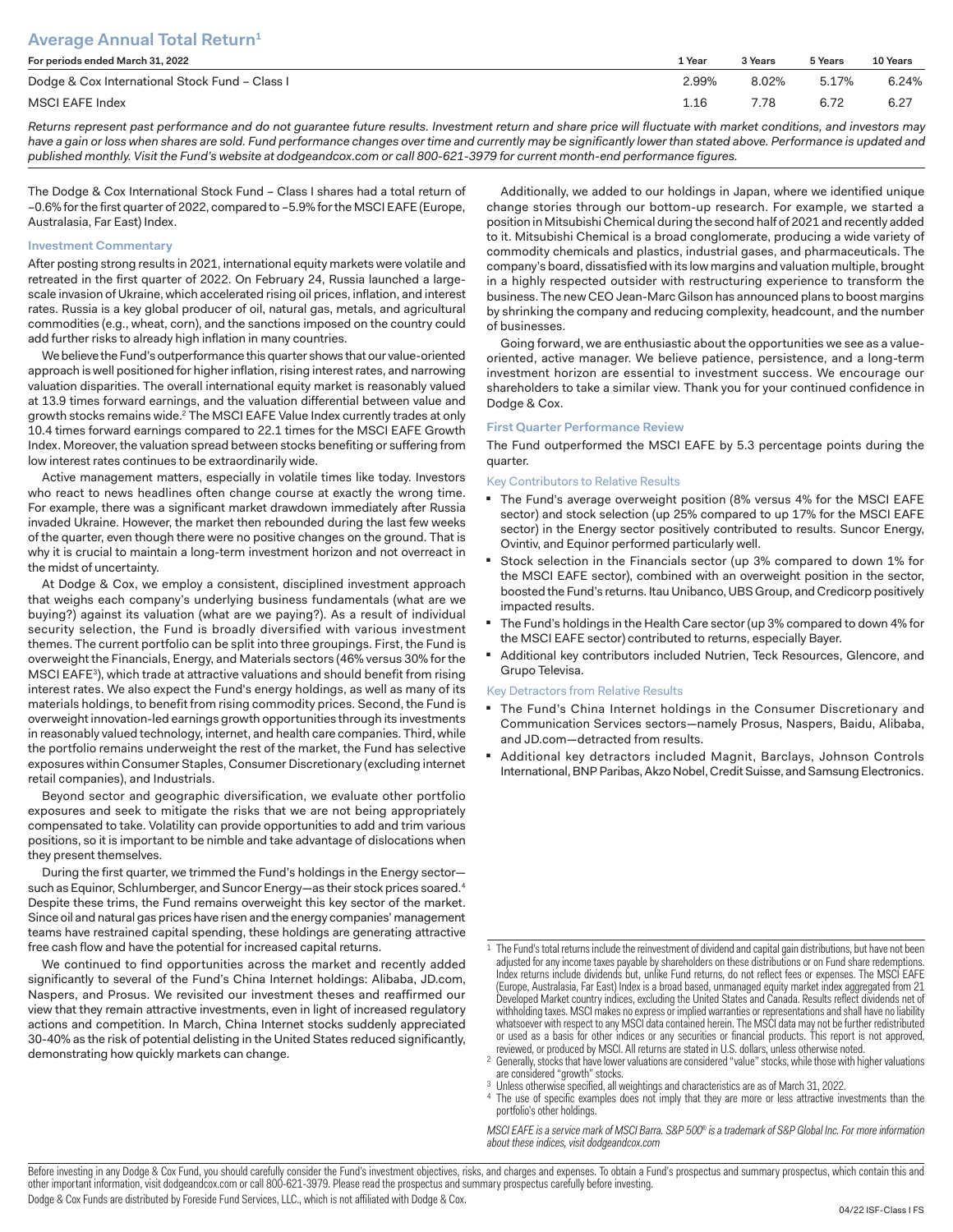## Average Annual Total Return[1]

| For periods ended March 31, 2022 | 1 Year | 3 Years | 5 Years | 10 Years |
|---|---|---|---|---|
| Dodge & Cox International Stock Fund – Class I | 2.99% | 8.02% | 5.17% | 6.24% |
| MSCI EAFE Index | 1.16 | 7.78 | 6.72 | 6.27 |

*Returns represent past performance and do not guarantee future results. Investment return and share price will fluctuate with market conditions, and investors may have a gain or loss when shares are sold. Fund performance changes over time and currently may be significantly lower than stated above. Performance is updated and published monthly. Visit the Fund's website at dodgeandcox.com or call 800-621-3979 for current month-end performance figures.*

The Dodge & Cox International Stock Fund – Class I shares had a total return of –0.6% for the first quarter of 2022, compared to –5.9% for the MSCI EAFE (Europe, Australasia, Far East) Index.

### Investment Commentary

After posting strong results in 2021, international equity markets were volatile and retreated in the first quarter of 2022. On February 24, Russia launched a large-scale invasion of Ukraine, which accelerated rising oil prices, inflation, and interest rates. Russia is a key global producer of oil, natural gas, metals, and agricultural commodities (e.g., wheat, corn), and the sanctions imposed on the country could add further risks to already high inflation in many countries.

We believe the Fund's outperformance this quarter shows that our value-oriented approach is well positioned for higher inflation, rising interest rates, and narrowing valuation disparities. The overall international equity market is reasonably valued at 13.9 times forward earnings, and the valuation differential between value and growth stocks remains wide.[2] The MSCI EAFE Value Index currently trades at only 10.4 times forward earnings compared to 22.1 times for the MSCI EAFE Growth Index. Moreover, the valuation spread between stocks benefiting or suffering from low interest rates continues to be extraordinarily wide.

Active management matters, especially in volatile times like today. Investors who react to news headlines often change course at exactly the wrong time. For example, there was a significant market drawdown immediately after Russia invaded Ukraine. However, the market then rebounded during the last few weeks of the quarter, even though there were no positive changes on the ground. That is why it is crucial to maintain a long-term investment horizon and not overreact in the midst of uncertainty.

At Dodge & Cox, we employ a consistent, disciplined investment approach that weighs each company's underlying business fundamentals (what are we buying?) against its valuation (what are we paying?). As a result of individual security selection, the Fund is broadly diversified with various investment themes. The current portfolio can be split into three groupings. First, the Fund is overweight the Financials, Energy, and Materials sectors (46% versus 30% for the MSCI EAFE[3]), which trade at attractive valuations and should benefit from rising interest rates. We also expect the Fund's energy holdings, as well as many of its materials holdings, to benefit from rising commodity prices. Second, the Fund is overweight innovation-led earnings growth opportunities through its investments in reasonably valued technology, internet, and health care companies. Third, while the portfolio remains underweight the rest of the market, the Fund has selective exposures within Consumer Staples, Consumer Discretionary (excluding internet retail companies), and Industrials.

Beyond sector and geographic diversification, we evaluate other portfolio exposures and seek to mitigate the risks that we are not being appropriately compensated to take. Volatility can provide opportunities to add and trim various positions, so it is important to be nimble and take advantage of dislocations when they present themselves.

During the first quarter, we trimmed the Fund's holdings in the Energy sector—such as Equinor, Schlumberger, and Suncor Energy—as their stock prices soared.[4] Despite these trims, the Fund remains overweight this key sector of the market. Since oil and natural gas prices have risen and the energy companies' management teams have restrained capital spending, these holdings are generating attractive free cash flow and have the potential for increased capital returns.

We continued to find opportunities across the market and recently added significantly to several of the Fund's China Internet holdings: Alibaba, JD.com, Naspers, and Prosus. We revisited our investment theses and reaffirmed our view that they remain attractive investments, even in light of increased regulatory actions and competition. In March, China Internet stocks suddenly appreciated 30-40% as the risk of potential delisting in the United States reduced significantly, demonstrating how quickly markets can change.

Additionally, we added to our holdings in Japan, where we identified unique change stories through our bottom-up research. For example, we started a position in Mitsubishi Chemical during the second half of 2021 and recently added to it. Mitsubishi Chemical is a broad conglomerate, producing a wide variety of commodity chemicals and plastics, industrial gases, and pharmaceuticals. The company's board, dissatisfied with its low margins and valuation multiple, brought in a highly respected outsider with restructuring experience to transform the business. The new CEO Jean-Marc Gilson has announced plans to boost margins by shrinking the company and reducing complexity, headcount, and the number of businesses.

Going forward, we are enthusiastic about the opportunities we see as a value-oriented, active manager. We believe patience, persistence, and a long-term investment horizon are essential to investment success. We encourage our shareholders to take a similar view. Thank you for your continued confidence in Dodge & Cox.

### First Quarter Performance Review

The Fund outperformed the MSCI EAFE by 5.3 percentage points during the quarter.

#### Key Contributors to Relative Results

- The Fund's average overweight position (8% versus 4% for the MSCI EAFE sector) and stock selection (up 25% compared to up 17% for the MSCI EAFE sector) in the Energy sector positively contributed to results. Suncor Energy, Ovintiv, and Equinor performed particularly well.
- Stock selection in the Financials sector (up 3% compared to down 1% for the MSCI EAFE sector), combined with an overweight position in the sector, boosted the Fund's returns. Itau Unibanco, UBS Group, and Credicorp positively impacted results.
- The Fund's holdings in the Health Care sector (up 3% compared to down 4% for the MSCI EAFE sector) contributed to returns, especially Bayer.
- Additional key contributors included Nutrien, Teck Resources, Glencore, and Grupo Televisa.

#### Key Detractors from Relative Results

- The Fund's China Internet holdings in the Consumer Discretionary and Communication Services sectors—namely Prosus, Naspers, Baidu, Alibaba, and JD.com—detracted from results.
- Additional key detractors included Magnit, Barclays, Johnson Controls International, BNP Paribas, Akzo Nobel, Credit Suisse, and Samsung Electronics.

---

1 The Fund's total returns include the reinvestment of dividend and capital gain distributions, but have not been adjusted for any income taxes payable by shareholders on these distributions or on Fund share redemptions. Index returns include dividends but, unlike Fund returns, do not reflect fees or expenses. The MSCI EAFE (Europe, Australasia, Far East) Index is a broad based, unmanaged equity market index aggregated from 21 Developed Market country indices, excluding the United States and Canada. Results reflect dividends net of withholding taxes. MSCI makes no express or implied warranties or representations and shall have no liability whatsoever with respect to any MSCI data contained herein. The MSCI data may not be further redistributed or used as a basis for other indices or any securities or financial products. This report is not approved, reviewed, or produced by MSCI. All returns are stated in U.S. dollars, unless otherwise noted.

2 Generally, stocks that have lower valuations are considered "value" stocks, while those with higher valuations are considered "growth" stocks.

3 Unless otherwise specified, all weightings and characteristics are as of March 31, 2022.

4 The use of specific examples does not imply that they are more or less attractive investments than the portfolio's other holdings.

*MSCI EAFE is a service mark of MSCI Barra. S&P 500® is a trademark of S&P Global Inc. For more information about these indices, visit dodgeandcox.com*

Before investing in any Dodge & Cox Fund, you should carefully consider the Fund's investment objectives, risks, and charges and expenses. To obtain a Fund's prospectus and summary prospectus, which contain this and other important information, visit dodgeandcox.com or call 800-621-3979. Please read the prospectus and summary prospectus carefully before investing.

Dodge & Cox Funds are distributed by Foreside Fund Services, LLC., which is not affiliated with Dodge & Cox.

04/22 ISF-Class I FS